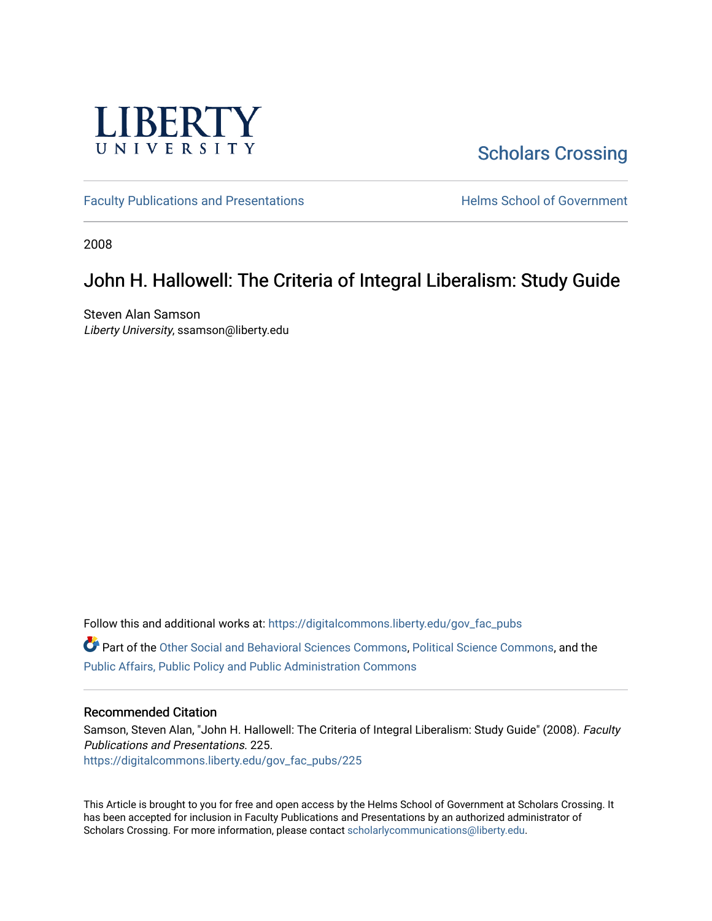LIBERTY UNIVERSITY

Scholars Crossing

Faculty Publications and Presentations

Helms School of Government

2008

# John H. Hallowell: The Criteria of Integral Liberalism: Study Guide

Steven Alan Samson
*Liberty University*, ssamson@liberty.edu

Follow this and additional works at: https://digitalcommons.liberty.edu/gov_fac_pubs

Part of the Other Social and Behavioral Sciences Commons, Political Science Commons, and the Public Affairs, Public Policy and Public Administration Commons

## Recommended Citation

Samson, Steven Alan, "John H. Hallowell: The Criteria of Integral Liberalism: Study Guide" (2008). *Faculty Publications and Presentations*. 225.
https://digitalcommons.liberty.edu/gov_fac_pubs/225

This Article is brought to you for free and open access by the Helms School of Government at Scholars Crossing. It has been accepted for inclusion in Faculty Publications and Presentations by an authorized administrator of Scholars Crossing. For more information, please contact scholarlycommunications@liberty.edu.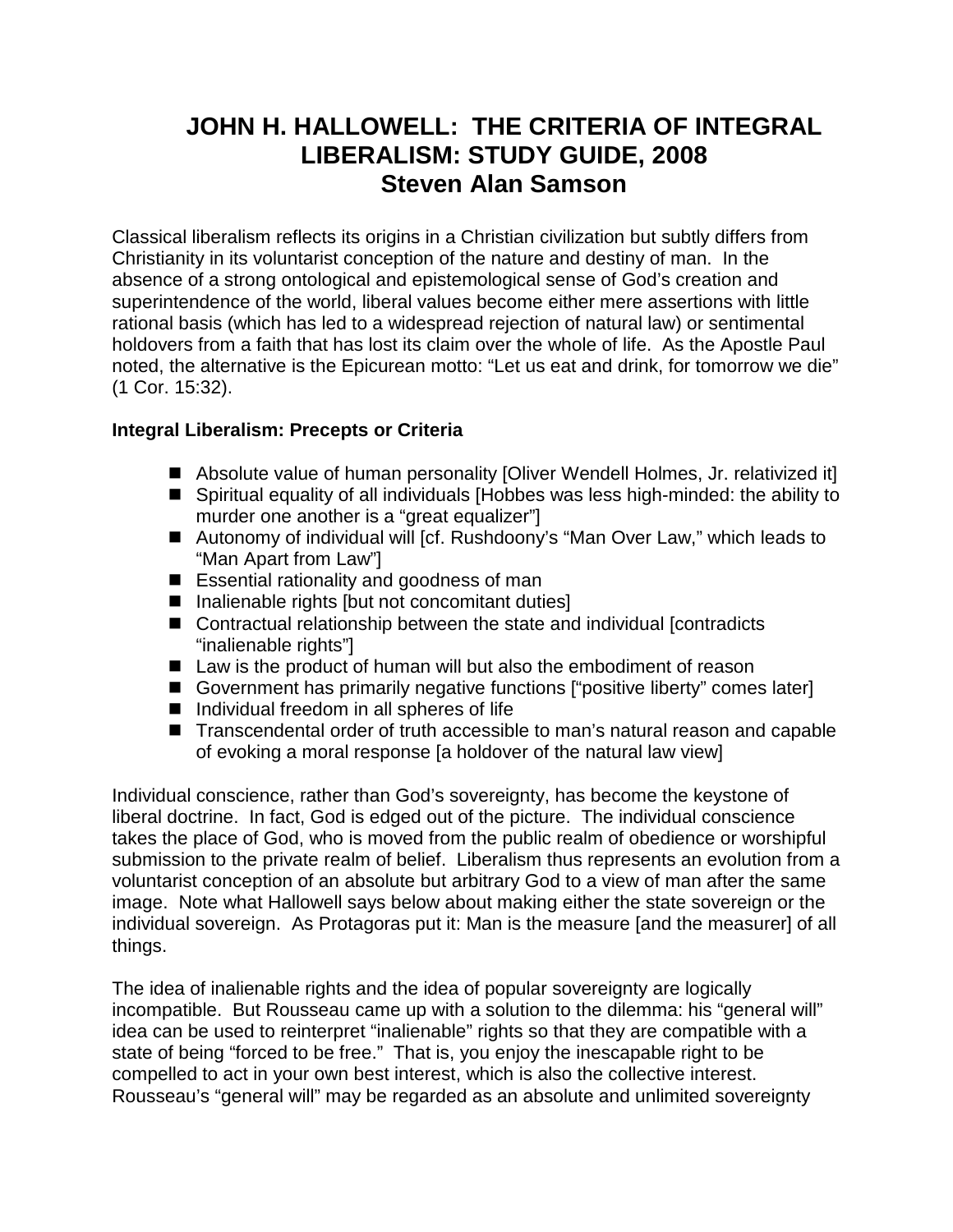# JOHN H. HALLOWELL: THE CRITERIA OF INTEGRAL LIBERALISM: STUDY GUIDE, 2008
## Steven Alan Samson

Classical liberalism reflects its origins in a Christian civilization but subtly differs from Christianity in its voluntarist conception of the nature and destiny of man. In the absence of a strong ontological and epistemological sense of God's creation and superintendence of the world, liberal values become either mere assertions with little rational basis (which has led to a widespread rejection of natural law) or sentimental holdovers from a faith that has lost its claim over the whole of life. As the Apostle Paul noted, the alternative is the Epicurean motto: "Let us eat and drink, for tomorrow we die" (1 Cor. 15:32).

**Integral Liberalism: Precepts or Criteria**

- Absolute value of human personality [Oliver Wendell Holmes, Jr. relativized it]
- Spiritual equality of all individuals [Hobbes was less high-minded: the ability to murder one another is a "great equalizer"]
- Autonomy of individual will [cf. Rushdoony's "Man Over Law," which leads to "Man Apart from Law"]
- Essential rationality and goodness of man
- Inalienable rights [but not concomitant duties]
- Contractual relationship between the state and individual [contradicts "inalienable rights"]
- Law is the product of human will but also the embodiment of reason
- Government has primarily negative functions ["positive liberty" comes later]
- Individual freedom in all spheres of life
- Transcendental order of truth accessible to man's natural reason and capable of evoking a moral response [a holdover of the natural law view]

Individual conscience, rather than God's sovereignty, has become the keystone of liberal doctrine. In fact, God is edged out of the picture. The individual conscience takes the place of God, who is moved from the public realm of obedience or worshipful submission to the private realm of belief. Liberalism thus represents an evolution from a voluntarist conception of an absolute but arbitrary God to a view of man after the same image. Note what Hallowell says below about making either the state sovereign or the individual sovereign. As Protagoras put it: Man is the measure [and the measurer] of all things.

The idea of inalienable rights and the idea of popular sovereignty are logically incompatible. But Rousseau came up with a solution to the dilemma: his "general will" idea can be used to reinterpret "inalienable" rights so that they are compatible with a state of being "forced to be free." That is, you enjoy the inescapable right to be compelled to act in your own best interest, which is also the collective interest. Rousseau's "general will" may be regarded as an absolute and unlimited sovereignty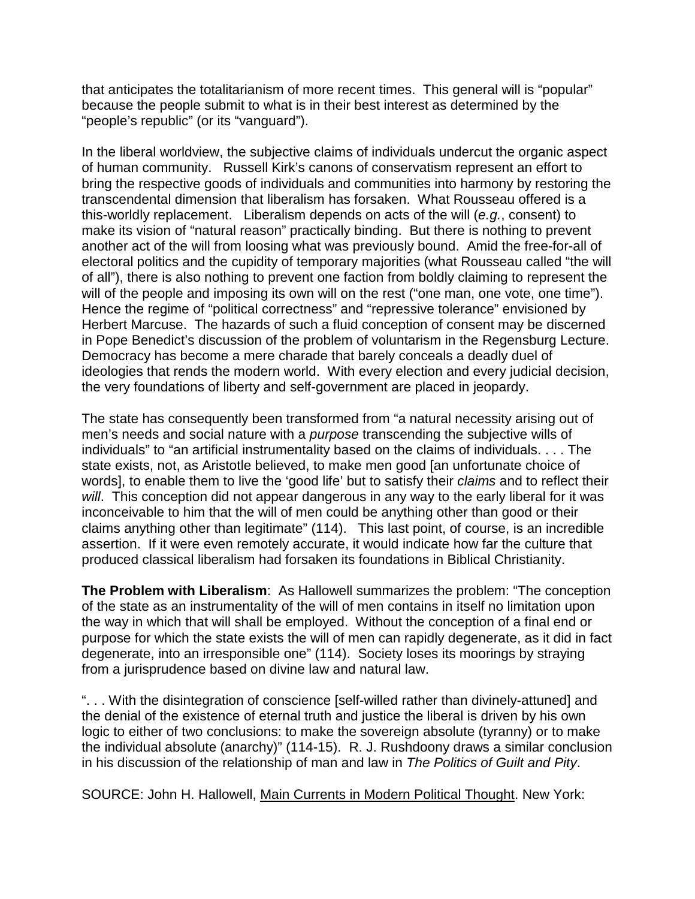that anticipates the totalitarianism of more recent times. This general will is "popular" because the people submit to what is in their best interest as determined by the "people's republic" (or its "vanguard").

In the liberal worldview, the subjective claims of individuals undercut the organic aspect of human community. Russell Kirk's canons of conservatism represent an effort to bring the respective goods of individuals and communities into harmony by restoring the transcendental dimension that liberalism has forsaken. What Rousseau offered is a this-worldly replacement. Liberalism depends on acts of the will (*e.g.*, consent) to make its vision of "natural reason" practically binding. But there is nothing to prevent another act of the will from loosing what was previously bound. Amid the free-for-all of electoral politics and the cupidity of temporary majorities (what Rousseau called "the will of all"), there is also nothing to prevent one faction from boldly claiming to represent the will of the people and imposing its own will on the rest ("one man, one vote, one time"). Hence the regime of "political correctness" and "repressive tolerance" envisioned by Herbert Marcuse. The hazards of such a fluid conception of consent may be discerned in Pope Benedict's discussion of the problem of voluntarism in the Regensburg Lecture. Democracy has become a mere charade that barely conceals a deadly duel of ideologies that rends the modern world. With every election and every judicial decision, the very foundations of liberty and self-government are placed in jeopardy.

The state has consequently been transformed from "a natural necessity arising out of men's needs and social nature with a *purpose* transcending the subjective wills of individuals" to "an artificial instrumentality based on the claims of individuals. . . . The state exists, not, as Aristotle believed, to make men good [an unfortunate choice of words], to enable them to live the 'good life' but to satisfy their *claims* and to reflect their *will*. This conception did not appear dangerous in any way to the early liberal for it was inconceivable to him that the will of men could be anything other than good or their claims anything other than legitimate" (114). This last point, of course, is an incredible assertion. If it were even remotely accurate, it would indicate how far the culture that produced classical liberalism had forsaken its foundations in Biblical Christianity.

**The Problem with Liberalism**: As Hallowell summarizes the problem: "The conception of the state as an instrumentality of the will of men contains in itself no limitation upon the way in which that will shall be employed. Without the conception of a final end or purpose for which the state exists the will of men can rapidly degenerate, as it did in fact degenerate, into an irresponsible one" (114). Society loses its moorings by straying from a jurisprudence based on divine law and natural law.

". . . With the disintegration of conscience [self-willed rather than divinely-attuned] and the denial of the existence of eternal truth and justice the liberal is driven by his own logic to either of two conclusions: to make the sovereign absolute (tyranny) or to make the individual absolute (anarchy)" (114-15). R. J. Rushdoony draws a similar conclusion in his discussion of the relationship of man and law in *The Politics of Guilt and Pity*.

SOURCE: John H. Hallowell, Main Currents in Modern Political Thought. New York: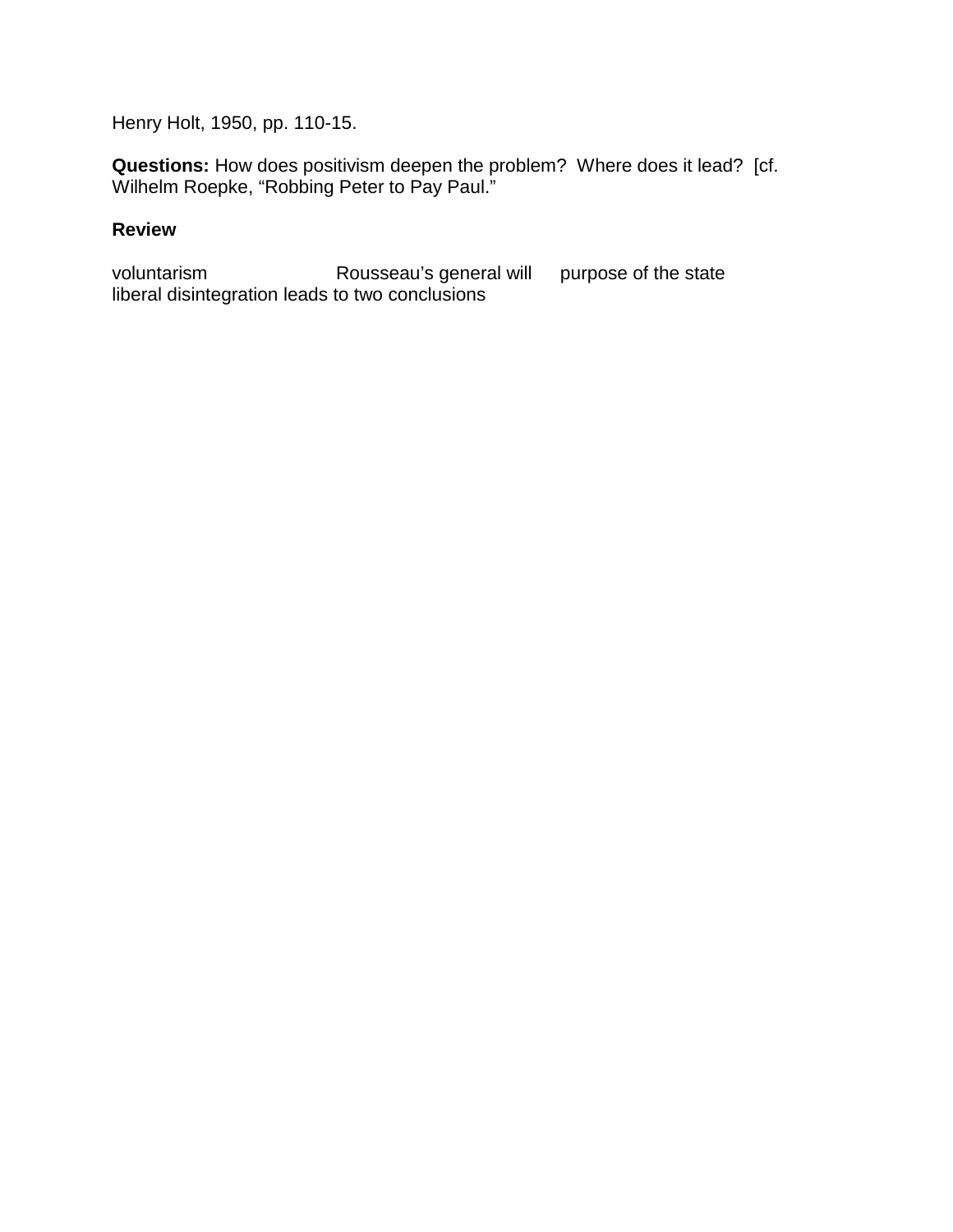Henry Holt, 1950, pp. 110-15.

**Questions:** How does positivism deepen the problem? Where does it lead? [cf. Wilhelm Roepke, "Robbing Peter to Pay Paul."

**Review**

voluntarism Rousseau's general will purpose of the state
liberal disintegration leads to two conclusions